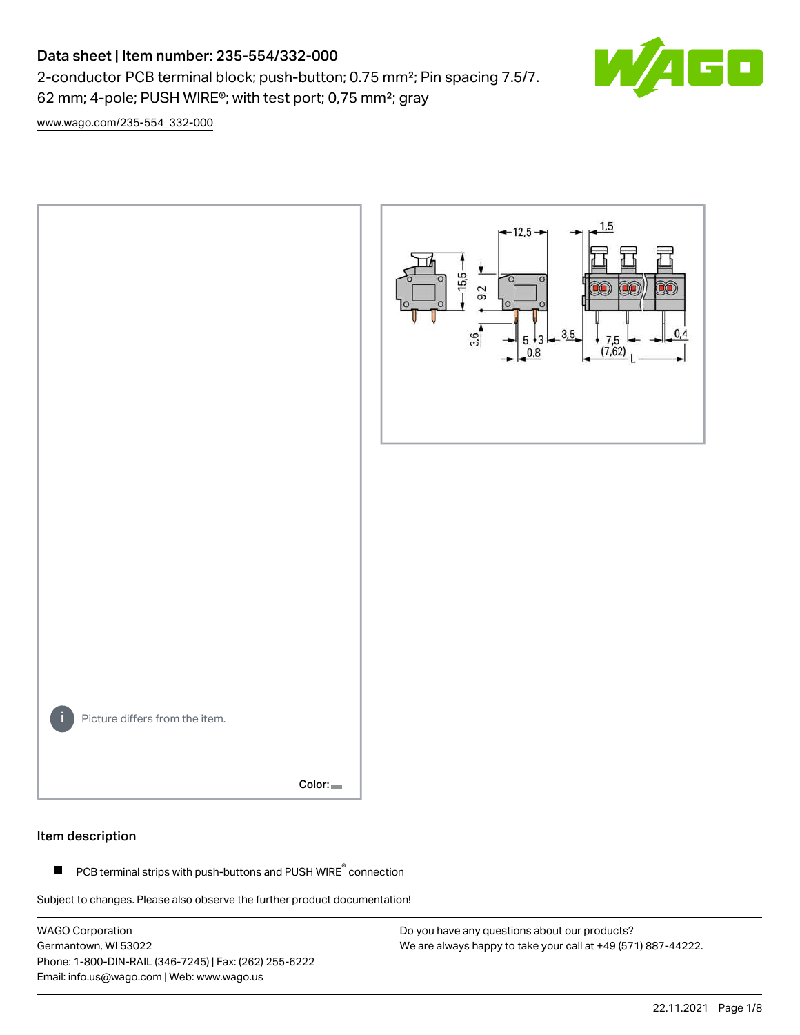# Data sheet | Item number: 235-554/332-000

2-conductor PCB terminal block; push-button; 0.75 mm²; Pin spacing 7.5/7.62 mm; 4-pole; PUSH WIRE®; with test port; 0,75 mm²; gray

www.wago.com/235-554_332-000

Picture differs from the item.

Color:

## Item description

- PCB terminal strips with push-buttons and PUSH WIRE® connection

Subject to changes. Please also observe the further product documentation!

WAGO Corporation
Germantown, WI 53022
Phone: 1-800-DIN-RAIL (346-7245) | Fax: (262) 255-6222
Email: info.us@wago.com | Web: www.wago.us

Do you have any questions about our products?
We are always happy to take your call at +49 (571) 887-44222.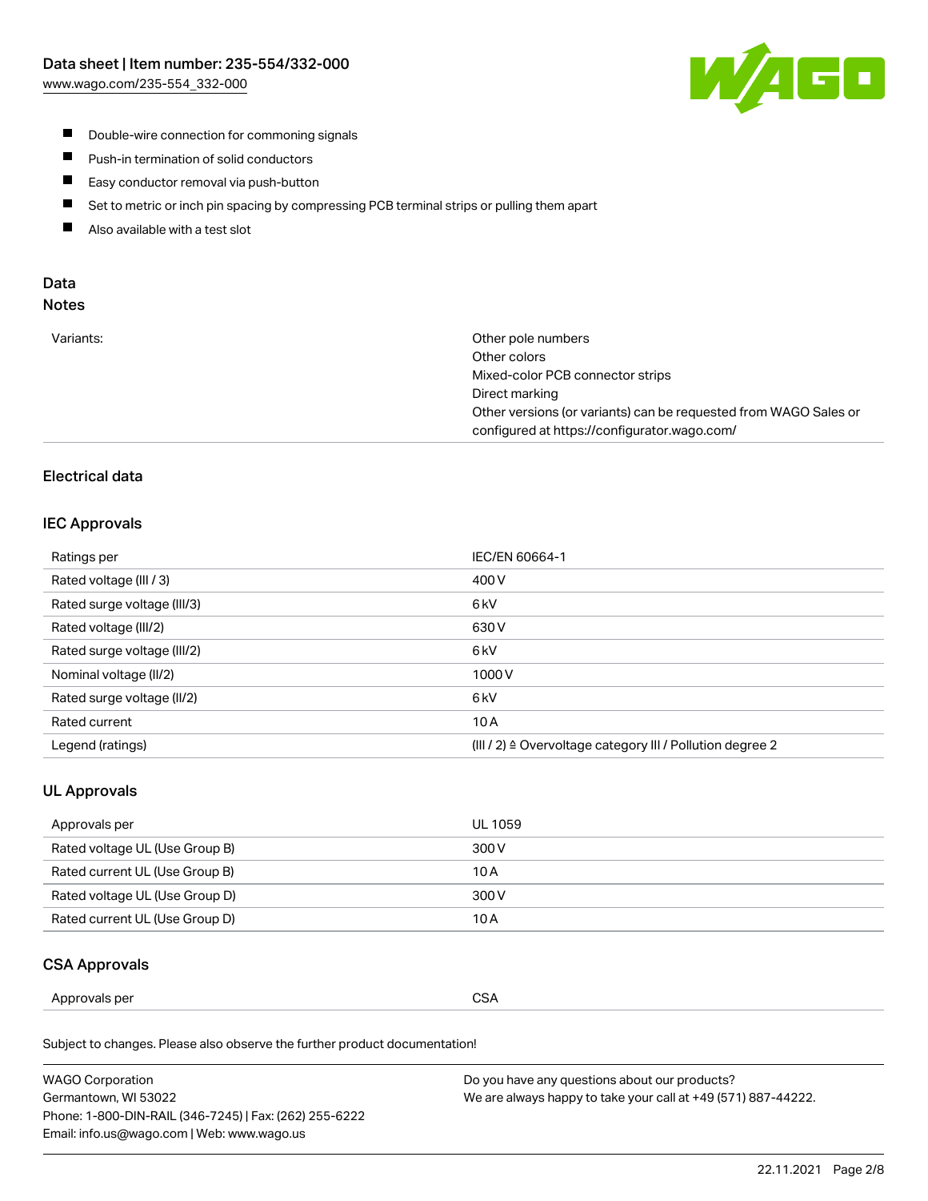- Double-wire connection for commoning signals
- Push-in termination of solid conductors
- Easy conductor removal via push-button
- Set to metric or inch pin spacing by compressing PCB terminal strips or pulling them apart
- Also available with a test slot

## Data
### Notes

| | |
|---|---|
| Variants: | Other pole numbers<br>Other colors<br>Mixed-color PCB connector strips<br>Direct marking<br>Other versions (or variants) can be requested from WAGO Sales or configured at https://configurator.wago.com/ |

### Electrical data

#### IEC Approvals

| | |
|---|---|
| Ratings per | IEC/EN 60664-1 |
| Rated voltage (III / 3) | 400 V |
| Rated surge voltage (III/3) | 6 kV |
| Rated voltage (III/2) | 630 V |
| Rated surge voltage (III/2) | 6 kV |
| Nominal voltage (II/2) | 1000 V |
| Rated surge voltage (II/2) | 6 kV |
| Rated current | 10 A |
| Legend (ratings) | (III / 2) ≙ Overvoltage category III / Pollution degree 2 |

#### UL Approvals

| | |
|---|---|
| Approvals per | UL 1059 |
| Rated voltage UL (Use Group B) | 300 V |
| Rated current UL (Use Group B) | 10 A |
| Rated voltage UL (Use Group D) | 300 V |
| Rated current UL (Use Group D) | 10 A |

#### CSA Approvals

| | |
|---|---|
| Approvals per | CSA |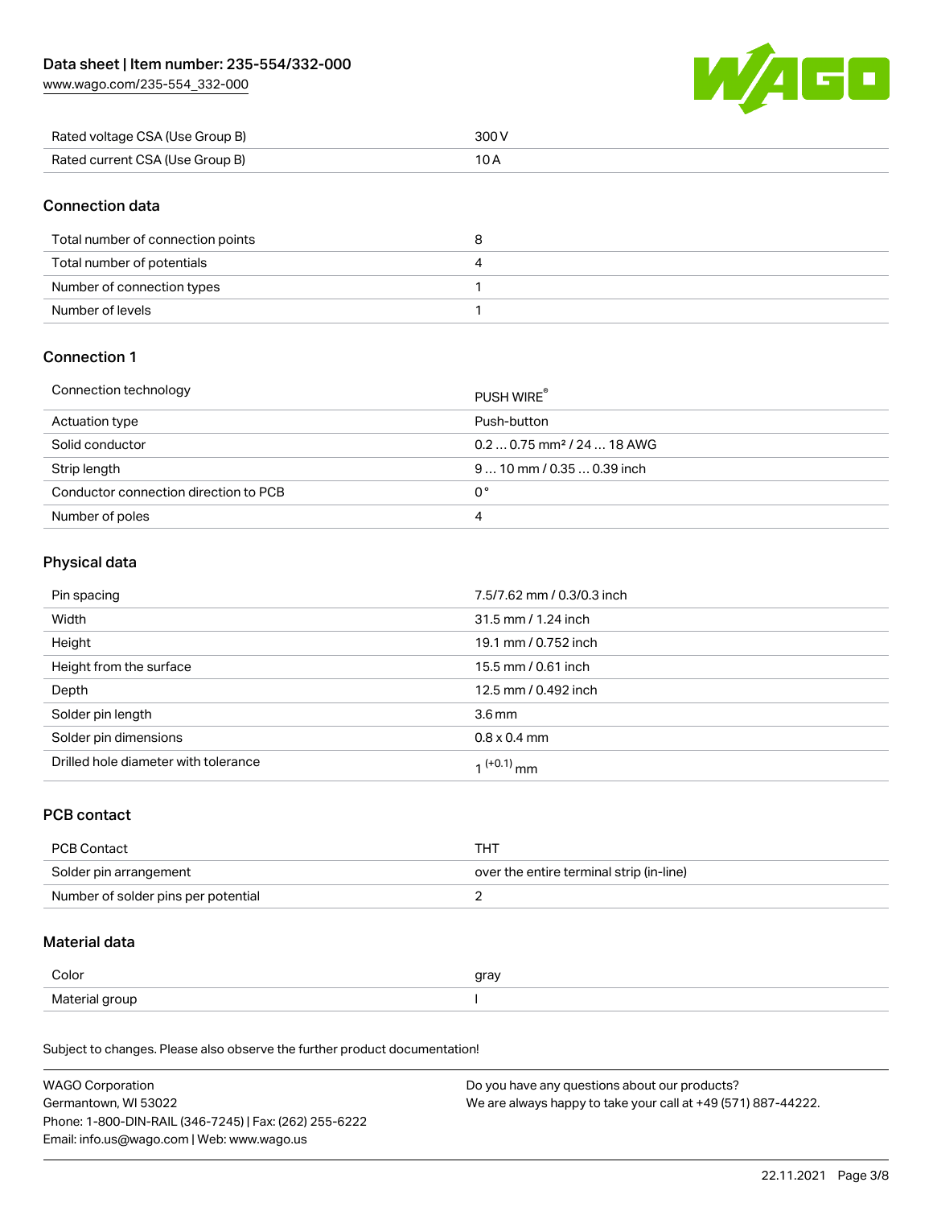| | |
|---|---|
| Rated voltage CSA (Use Group B) | 300 V |
| Rated current CSA (Use Group B) | 10 A |

## Connection data

| | |
|---|---|
| Total number of connection points | 8 |
| Total number of potentials | 4 |
| Number of connection types | 1 |
| Number of levels | 1 |

## Connection 1

| | |
|---|---|
| Connection technology | PUSH WIRE® |
| Actuation type | Push-button |
| Solid conductor | 0.2 … 0.75 mm² / 24 … 18 AWG |
| Strip length | 9 … 10 mm / 0.35 … 0.39 inch |
| Conductor connection direction to PCB | 0 ° |
| Number of poles | 4 |

## Physical data

| | |
|---|---|
| Pin spacing | 7.5/7.62 mm / 0.3/0.3 inch |
| Width | 31.5 mm / 1.24 inch |
| Height | 19.1 mm / 0.752 inch |
| Height from the surface | 15.5 mm / 0.61 inch |
| Depth | 12.5 mm / 0.492 inch |
| Solder pin length | 3.6 mm |
| Solder pin dimensions | 0.8 x 0.4 mm |
| Drilled hole diameter with tolerance | $1^{(+0.1)}$ mm |

## PCB contact

| | |
|---|---|
| PCB Contact | THT |
| Solder pin arrangement | over the entire terminal strip (in-line) |
| Number of solder pins per potential | 2 |

## Material data

| | |
|---|---|
| Color | gray |
| Material group | I |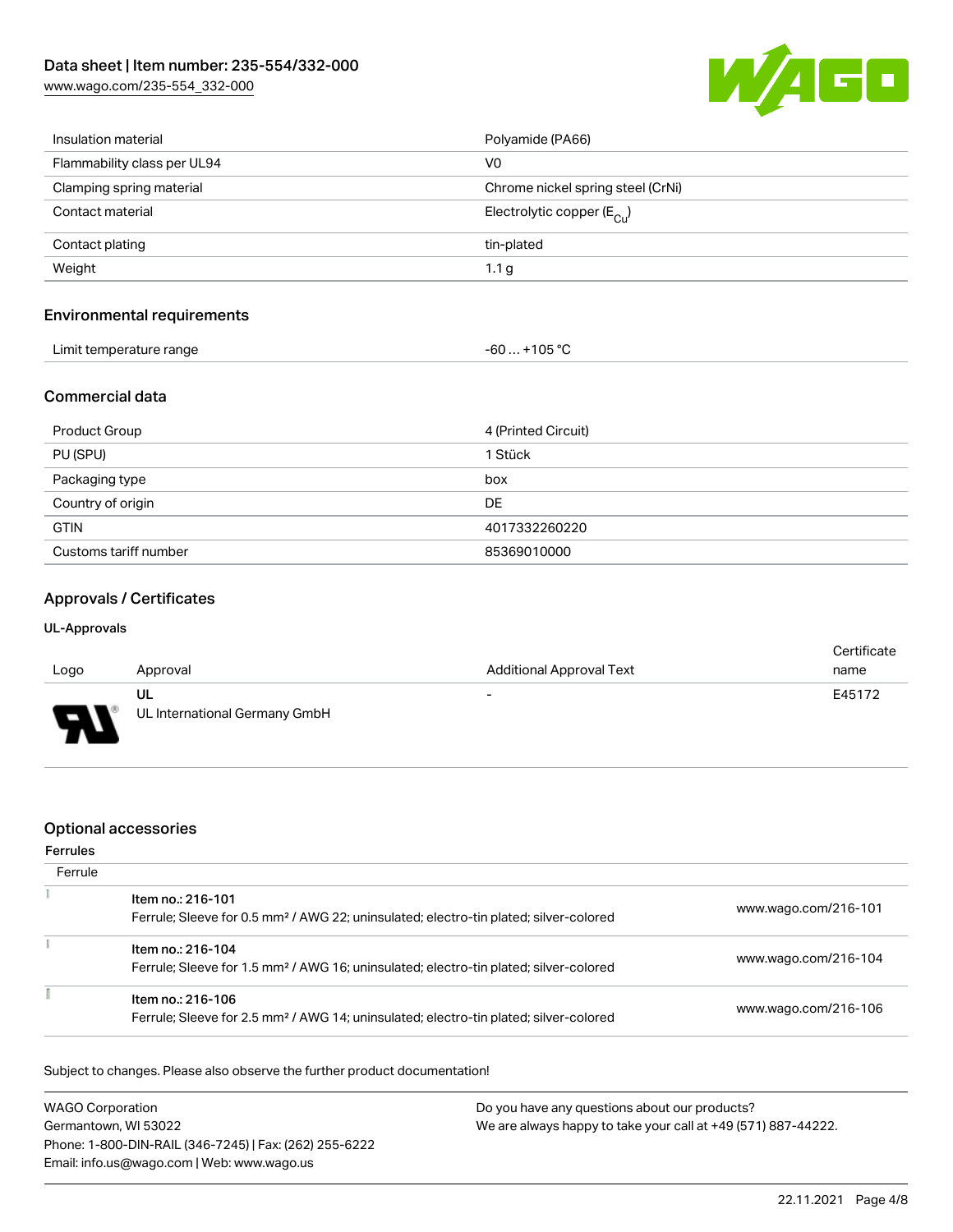| | |
|---|---|
| Insulation material | Polyamide (PA66) |
| Flammability class per UL94 | V0 |
| Clamping spring material | Chrome nickel spring steel (CrNi) |
| Contact material | Electrolytic copper ($E_{Cu}$) |
| Contact plating | tin-plated |
| Weight | 1.1 g |

## Environmental requirements

| | |
|---|---|
| Limit temperature range | -60 … +105 °C |

## Commercial data

| | |
|---|---|
| Product Group | 4 (Printed Circuit) |
| PU (SPU) | 1 Stück |
| Packaging type | box |
| Country of origin | DE |
| GTIN | 4017332260220 |
| Customs tariff number | 85369010000 |

## Approvals / Certificates

### UL-Approvals

| Logo | Approval | Additional Approval Text | Certificate name |
|---|---|---|---|
| | UL<br>UL International Germany GmbH | - | E45172 |

## Optional accessories

### Ferrules

| Ferrule | | |
|---|---|---|
| | Item no.: 216-101<br>Ferrule; Sleeve for 0.5 mm² / AWG 22; uninsulated; electro-tin plated; silver-colored | www.wago.com/216-101 |
| | Item no.: 216-104<br>Ferrule; Sleeve for 1.5 mm² / AWG 16; uninsulated; electro-tin plated; silver-colored | www.wago.com/216-104 |
| | Item no.: 216-106<br>Ferrule; Sleeve for 2.5 mm² / AWG 14; uninsulated; electro-tin plated; silver-colored | www.wago.com/216-106 |

Subject to changes. Please also observe the further product documentation!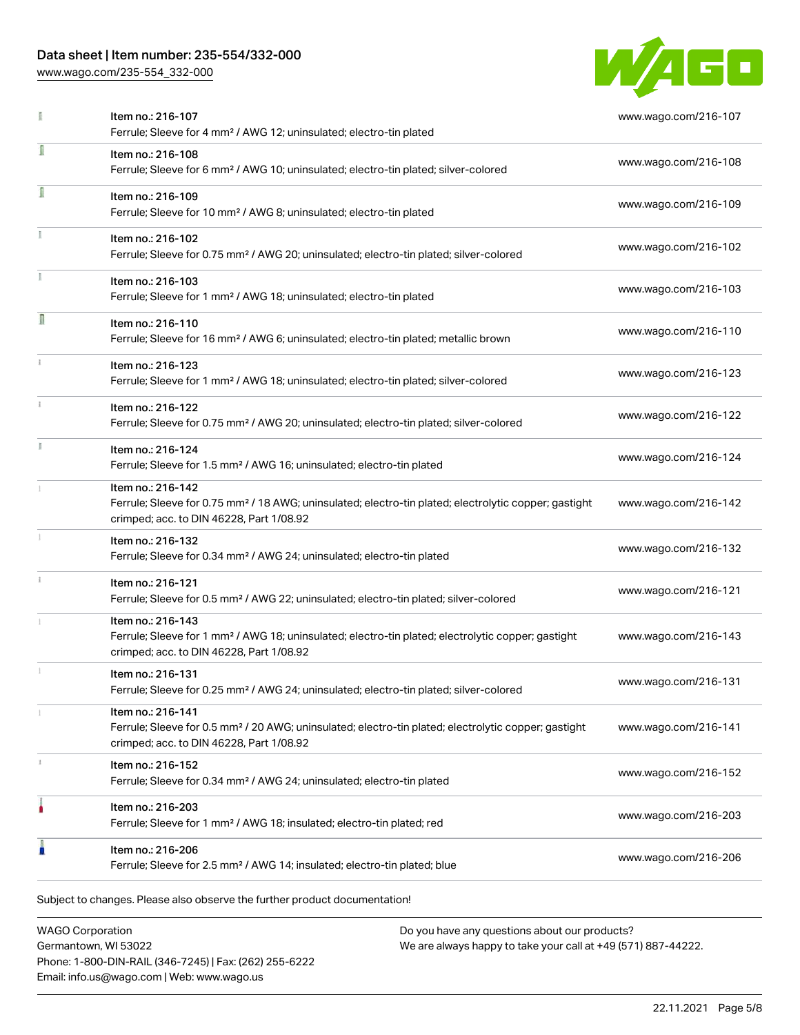| Item no. | URL |
| --- | --- |
| Item no.: 216-107<br>Ferrule; Sleeve for 4 mm² / AWG 12; uninsulated; electro-tin plated | www.wago.com/216-107 |
| Item no.: 216-108<br>Ferrule; Sleeve for 6 mm² / AWG 10; uninsulated; electro-tin plated; silver-colored | www.wago.com/216-108 |
| Item no.: 216-109<br>Ferrule; Sleeve for 10 mm² / AWG 8; uninsulated; electro-tin plated | www.wago.com/216-109 |
| Item no.: 216-102<br>Ferrule; Sleeve for 0.75 mm² / AWG 20; uninsulated; electro-tin plated; silver-colored | www.wago.com/216-102 |
| Item no.: 216-103<br>Ferrule; Sleeve for 1 mm² / AWG 18; uninsulated; electro-tin plated | www.wago.com/216-103 |
| Item no.: 216-110<br>Ferrule; Sleeve for 16 mm² / AWG 6; uninsulated; electro-tin plated; metallic brown | www.wago.com/216-110 |
| Item no.: 216-123<br>Ferrule; Sleeve for 1 mm² / AWG 18; uninsulated; electro-tin plated; silver-colored | www.wago.com/216-123 |
| Item no.: 216-122<br>Ferrule; Sleeve for 0.75 mm² / AWG 20; uninsulated; electro-tin plated; silver-colored | www.wago.com/216-122 |
| Item no.: 216-124<br>Ferrule; Sleeve for 1.5 mm² / AWG 16; uninsulated; electro-tin plated | www.wago.com/216-124 |
| Item no.: 216-142<br>Ferrule; Sleeve for 0.75 mm² / 18 AWG; uninsulated; electro-tin plated; electrolytic copper; gastight crimped; acc. to DIN 46228, Part 1/08.92 | www.wago.com/216-142 |
| Item no.: 216-132<br>Ferrule; Sleeve for 0.34 mm² / AWG 24; uninsulated; electro-tin plated | www.wago.com/216-132 |
| Item no.: 216-121<br>Ferrule; Sleeve for 0.5 mm² / AWG 22; uninsulated; electro-tin plated; silver-colored | www.wago.com/216-121 |
| Item no.: 216-143<br>Ferrule; Sleeve for 1 mm² / AWG 18; uninsulated; electro-tin plated; electrolytic copper; gastight crimped; acc. to DIN 46228, Part 1/08.92 | www.wago.com/216-143 |
| Item no.: 216-131<br>Ferrule; Sleeve for 0.25 mm² / AWG 24; uninsulated; electro-tin plated; silver-colored | www.wago.com/216-131 |
| Item no.: 216-141<br>Ferrule; Sleeve for 0.5 mm² / 20 AWG; uninsulated; electro-tin plated; electrolytic copper; gastight crimped; acc. to DIN 46228, Part 1/08.92 | www.wago.com/216-141 |
| Item no.: 216-152<br>Ferrule; Sleeve for 0.34 mm² / AWG 24; uninsulated; electro-tin plated | www.wago.com/216-152 |
| Item no.: 216-203<br>Ferrule; Sleeve for 1 mm² / AWG 18; insulated; electro-tin plated; red | www.wago.com/216-203 |
| Item no.: 216-206<br>Ferrule; Sleeve for 2.5 mm² / AWG 14; insulated; electro-tin plated; blue | www.wago.com/216-206 |

Subject to changes. Please also observe the further product documentation!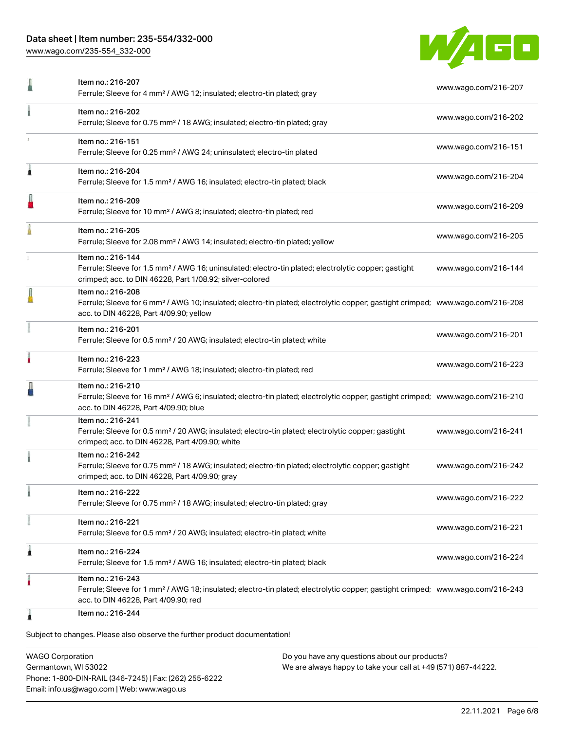| Item | Description | Link |
| --- | --- | --- |
| Item no.: 216-207 | Ferrule; Sleeve for 4 mm² / AWG 12; insulated; electro-tin plated; gray | www.wago.com/216-207 |
| Item no.: 216-202 | Ferrule; Sleeve for 0.75 mm² / 18 AWG; insulated; electro-tin plated; gray | www.wago.com/216-202 |
| Item no.: 216-151 | Ferrule; Sleeve for 0.25 mm² / AWG 24; uninsulated; electro-tin plated | www.wago.com/216-151 |
| Item no.: 216-204 | Ferrule; Sleeve for 1.5 mm² / AWG 16; insulated; electro-tin plated; black | www.wago.com/216-204 |
| Item no.: 216-209 | Ferrule; Sleeve for 10 mm² / AWG 8; insulated; electro-tin plated; red | www.wago.com/216-209 |
| Item no.: 216-205 | Ferrule; Sleeve for 2.08 mm² / AWG 14; insulated; electro-tin plated; yellow | www.wago.com/216-205 |
| Item no.: 216-144 | Ferrule; Sleeve for 1.5 mm² / AWG 16; uninsulated; electro-tin plated; electrolytic copper; gastight crimped; acc. to DIN 46228, Part 1/08.92; silver-colored | www.wago.com/216-144 |
| Item no.: 216-208 | Ferrule; Sleeve for 6 mm² / AWG 10; insulated; electro-tin plated; electrolytic copper; gastight crimped; acc. to DIN 46228, Part 4/09.90; yellow | www.wago.com/216-208 |
| Item no.: 216-201 | Ferrule; Sleeve for 0.5 mm² / 20 AWG; insulated; electro-tin plated; white | www.wago.com/216-201 |
| Item no.: 216-223 | Ferrule; Sleeve for 1 mm² / AWG 18; insulated; electro-tin plated; red | www.wago.com/216-223 |
| Item no.: 216-210 | Ferrule; Sleeve for 16 mm² / AWG 6; insulated; electro-tin plated; electrolytic copper; gastight crimped; acc. to DIN 46228, Part 4/09.90; blue | www.wago.com/216-210 |
| Item no.: 216-241 | Ferrule; Sleeve for 0.5 mm² / 20 AWG; insulated; electro-tin plated; electrolytic copper; gastight crimped; acc. to DIN 46228, Part 4/09.90; white | www.wago.com/216-241 |
| Item no.: 216-242 | Ferrule; Sleeve for 0.75 mm² / 18 AWG; insulated; electro-tin plated; electrolytic copper; gastight crimped; acc. to DIN 46228, Part 4/09.90; gray | www.wago.com/216-242 |
| Item no.: 216-222 | Ferrule; Sleeve for 0.75 mm² / 18 AWG; insulated; electro-tin plated; gray | www.wago.com/216-222 |
| Item no.: 216-221 | Ferrule; Sleeve for 0.5 mm² / 20 AWG; insulated; electro-tin plated; white | www.wago.com/216-221 |
| Item no.: 216-224 | Ferrule; Sleeve for 1.5 mm² / AWG 16; insulated; electro-tin plated; black | www.wago.com/216-224 |
| Item no.: 216-243 | Ferrule; Sleeve for 1 mm² / AWG 18; insulated; electro-tin plated; electrolytic copper; gastight crimped; acc. to DIN 46228, Part 4/09.90; red | www.wago.com/216-243 |
| Item no.: 216-244 | | |

Subject to changes. Please also observe the further product documentation!

WAGO Corporation
Germantown, WI 53022
Phone: 1-800-DIN-RAIL (346-7245) | Fax: (262) 255-6222
Email: info.us@wago.com | Web: www.wago.us

Do you have any questions about our products?
We are always happy to take your call at +49 (571) 887-44222.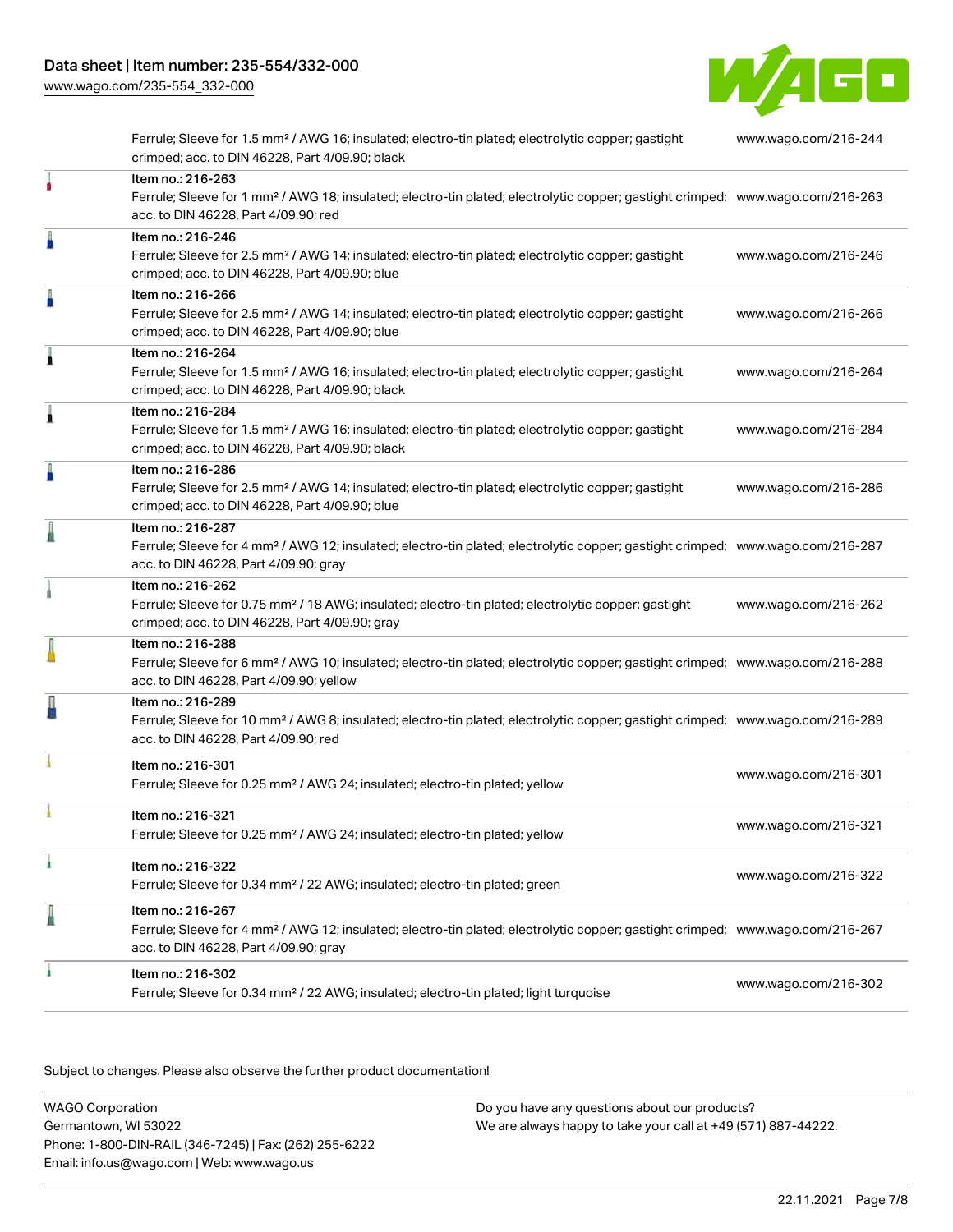| | | |
|---|---|---|
| | Ferrule; Sleeve for 1.5 mm² / AWG 16; insulated; electro-tin plated; electrolytic copper; gastight crimped; acc. to DIN 46228, Part 4/09.90; black | www.wago.com/216-244 |
| | Item no.: 216-263<br>Ferrule; Sleeve for 1 mm² / AWG 18; insulated; electro-tin plated; electrolytic copper; gastight crimped; acc. to DIN 46228, Part 4/09.90; red | www.wago.com/216-263 |
| | Item no.: 216-246<br>Ferrule; Sleeve for 2.5 mm² / AWG 14; insulated; electro-tin plated; electrolytic copper; gastight crimped; acc. to DIN 46228, Part 4/09.90; blue | www.wago.com/216-246 |
| | Item no.: 216-266<br>Ferrule; Sleeve for 2.5 mm² / AWG 14; insulated; electro-tin plated; electrolytic copper; gastight crimped; acc. to DIN 46228, Part 4/09.90; blue | www.wago.com/216-266 |
| | Item no.: 216-264<br>Ferrule; Sleeve for 1.5 mm² / AWG 16; insulated; electro-tin plated; electrolytic copper; gastight crimped; acc. to DIN 46228, Part 4/09.90; black | www.wago.com/216-264 |
| | Item no.: 216-284<br>Ferrule; Sleeve for 1.5 mm² / AWG 16; insulated; electro-tin plated; electrolytic copper; gastight crimped; acc. to DIN 46228, Part 4/09.90; black | www.wago.com/216-284 |
| | Item no.: 216-286<br>Ferrule; Sleeve for 2.5 mm² / AWG 14; insulated; electro-tin plated; electrolytic copper; gastight crimped; acc. to DIN 46228, Part 4/09.90; blue | www.wago.com/216-286 |
| | Item no.: 216-287<br>Ferrule; Sleeve for 4 mm² / AWG 12; insulated; electro-tin plated; electrolytic copper; gastight crimped; acc. to DIN 46228, Part 4/09.90; gray | www.wago.com/216-287 |
| | Item no.: 216-262<br>Ferrule; Sleeve for 0.75 mm² / 18 AWG; insulated; electro-tin plated; electrolytic copper; gastight crimped; acc. to DIN 46228, Part 4/09.90; gray | www.wago.com/216-262 |
| | Item no.: 216-288<br>Ferrule; Sleeve for 6 mm² / AWG 10; insulated; electro-tin plated; electrolytic copper; gastight crimped; acc. to DIN 46228, Part 4/09.90; yellow | www.wago.com/216-288 |
| | Item no.: 216-289<br>Ferrule; Sleeve for 10 mm² / AWG 8; insulated; electro-tin plated; electrolytic copper; gastight crimped; acc. to DIN 46228, Part 4/09.90; red | www.wago.com/216-289 |
| | Item no.: 216-301<br>Ferrule; Sleeve for 0.25 mm² / AWG 24; insulated; electro-tin plated; yellow | www.wago.com/216-301 |
| | Item no.: 216-321<br>Ferrule; Sleeve for 0.25 mm² / AWG 24; insulated; electro-tin plated; yellow | www.wago.com/216-321 |
| | Item no.: 216-322<br>Ferrule; Sleeve for 0.34 mm² / 22 AWG; insulated; electro-tin plated; green | www.wago.com/216-322 |
| | Item no.: 216-267<br>Ferrule; Sleeve for 4 mm² / AWG 12; insulated; electro-tin plated; electrolytic copper; gastight crimped; acc. to DIN 46228, Part 4/09.90; gray | www.wago.com/216-267 |
| | Item no.: 216-302<br>Ferrule; Sleeve for 0.34 mm² / 22 AWG; insulated; electro-tin plated; light turquoise | www.wago.com/216-302 |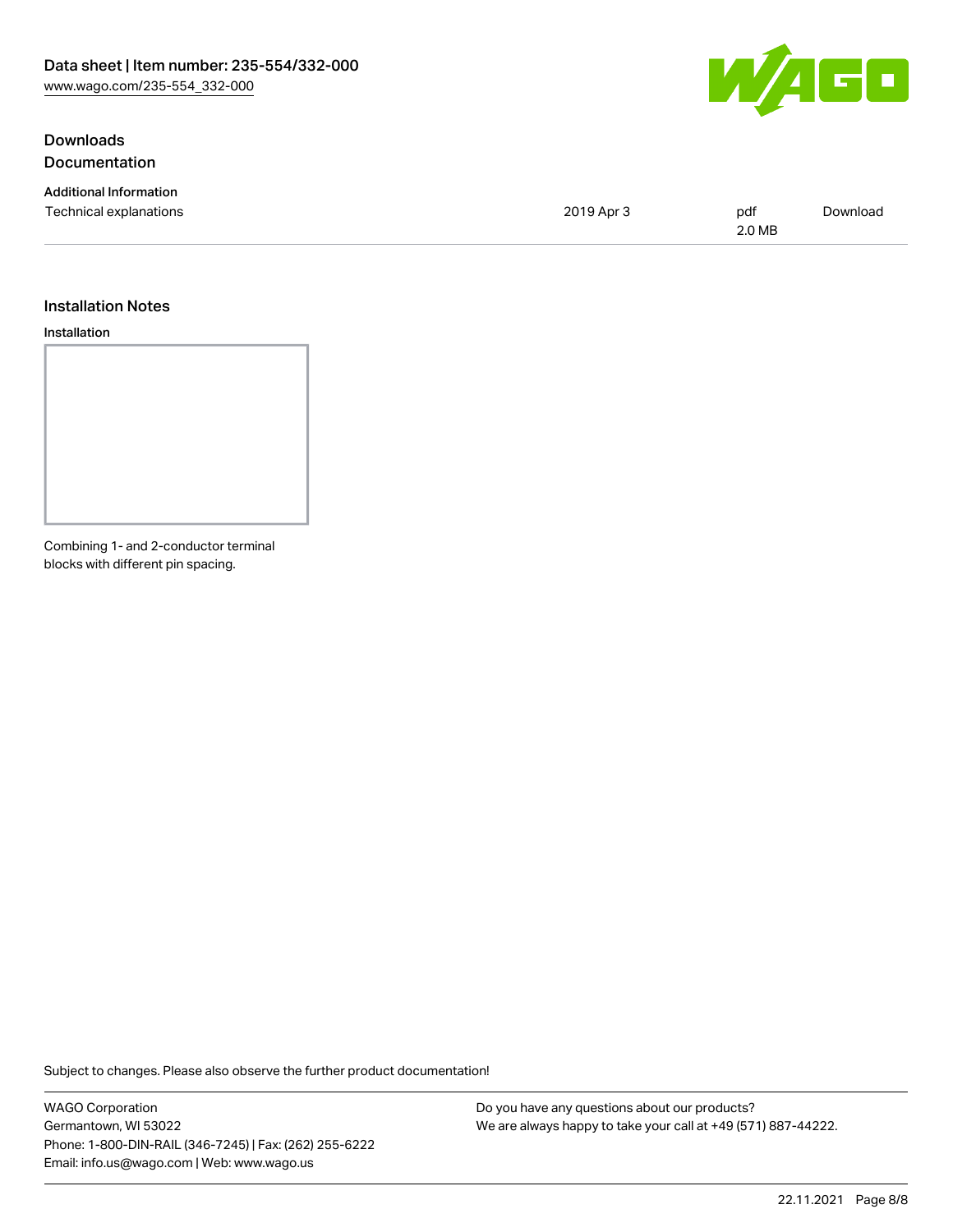## Downloads

### Documentation

**Additional Information**

| | | | |
|---|---|---|---|
| Technical explanations | 2019 Apr 3 | pdf 2.0 MB | Download |

## Installation Notes

**Installation**

Combining 1- and 2-conductor terminal blocks with different pin spacing.

Subject to changes. Please also observe the further product documentation!

WAGO Corporation
Germantown, WI 53022
Phone: 1-800-DIN-RAIL (346-7245) | Fax: (262) 255-6222
Email: info.us@wago.com | Web: www.wago.us

Do you have any questions about our products?
We are always happy to take your call at +49 (571) 887-44222.